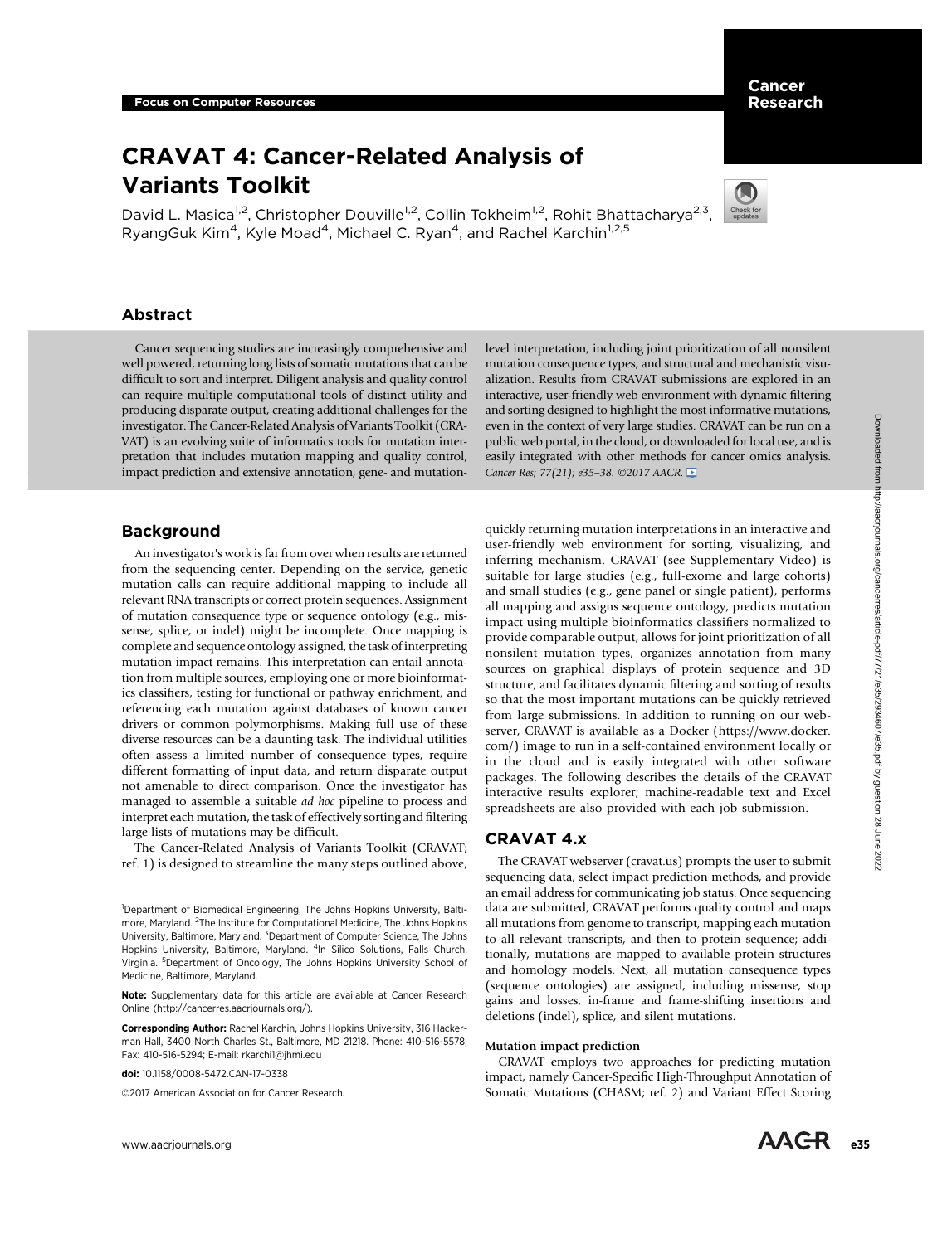Focus on Computer Resources

# CRAVAT 4: Cancer-Related Analysis of Variants Toolkit

David L. Masica[1,2], Christopher Douville[1,2], Collin Tokheim[1,2], Rohit Bhattacharya[2,3], RyangGuk Kim[4], Kyle Moad[4], Michael C. Ryan[4], and Rachel Karchin[1,2,5]

## Abstract

Cancer sequencing studies are increasingly comprehensive and well powered, returning long lists of somatic mutations that can be difficult to sort and interpret. Diligent analysis and quality control can require multiple computational tools of distinct utility and producing disparate output, creating additional challenges for the investigator. The Cancer-Related Analysis of Variants Toolkit (CRAVAT) is an evolving suite of informatics tools for mutation interpretation that includes mutation mapping and quality control, impact prediction and extensive annotation, gene- and mutation-level interpretation, including joint prioritization of all nonsilent mutation consequence types, and structural and mechanistic visualization. Results from CRAVAT submissions are explored in an interactive, user-friendly web environment with dynamic filtering and sorting designed to highlight the most informative mutations, even in the context of very large studies. CRAVAT can be run on a public web portal, in the cloud, or downloaded for local use, and is easily integrated with other methods for cancer omics analysis. *Cancer Res; 77(21); e35–38. ©2017 AACR.*

## Background

An investigator's work is far from over when results are returned from the sequencing center. Depending on the service, genetic mutation calls can require additional mapping to include all relevant RNA transcripts or correct protein sequences. Assignment of mutation consequence type or sequence ontology (e.g., missense, splice, or indel) might be incomplete. Once mapping is complete and sequence ontology assigned, the task of interpreting mutation impact remains. This interpretation can entail annotation from multiple sources, employing one or more bioinformatics classifiers, testing for functional or pathway enrichment, and referencing each mutation against databases of known cancer drivers or common polymorphisms. Making full use of these diverse resources can be a daunting task. The individual utilities often assess a limited number of consequence types, require different formatting of input data, and return disparate output not amenable to direct comparison. Once the investigator has managed to assemble a suitable *ad hoc* pipeline to process and interpret each mutation, the task of effectively sorting and filtering large lists of mutations may be difficult.

The Cancer-Related Analysis of Variants Toolkit (CRAVAT; ref. 1) is designed to streamline the many steps outlined above, quickly returning mutation interpretations in an interactive and user-friendly web environment for sorting, visualizing, and inferring mechanism. CRAVAT (see Supplementary Video) is suitable for large studies (e.g., full-exome and large cohorts) and small studies (e.g., gene panel or single patient), performs all mapping and assigns sequence ontology, predicts mutation impact using multiple bioinformatics classifiers normalized to provide comparable output, allows for joint prioritization of all nonsilent mutation types, organizes annotation from many sources on graphical displays of protein sequence and 3D structure, and facilitates dynamic filtering and sorting of results so that the most important mutations can be quickly retrieved from large submissions. In addition to running on our webserver, CRAVAT is available as a Docker (https://www.docker.com/) image to run in a self-contained environment locally or in the cloud and is easily integrated with other software packages. The following describes the details of the CRAVAT interactive results explorer; machine-readable text and Excel spreadsheets are also provided with each job submission.

## CRAVAT 4.x

The CRAVAT webserver (cravat.us) prompts the user to submit sequencing data, select impact prediction methods, and provide an email address for communicating job status. Once sequencing data are submitted, CRAVAT performs quality control and maps all mutations from genome to transcript, mapping each mutation to all relevant transcripts, and then to protein sequence; additionally, mutations are mapped to available protein structures and homology models. Next, all mutation consequence types (sequence ontologies) are assigned, including missense, stop gains and losses, in-frame and frame-shifting insertions and deletions (indel), splice, and silent mutations.

### Mutation impact prediction

CRAVAT employs two approaches for predicting mutation impact, namely Cancer-Specific High-Throughput Annotation of Somatic Mutations (CHASM; ref. 2) and Variant Effect Scoring

---

[1]Department of Biomedical Engineering, The Johns Hopkins University, Baltimore, Maryland. [2]The Institute for Computational Medicine, The Johns Hopkins University, Baltimore, Maryland. [3]Department of Computer Science, The Johns Hopkins University, Baltimore, Maryland. [4]In Silico Solutions, Falls Church, Virginia. [5]Department of Oncology, The Johns Hopkins University School of Medicine, Baltimore, Maryland.

**Note:** Supplementary data for this article are available at Cancer Research Online (http://cancerres.aacrjournals.org/).

**Corresponding Author:** Rachel Karchin, Johns Hopkins University, 316 Hackerman Hall, 3400 North Charles St., Baltimore, MD 21218. Phone: 410-516-5578; Fax: 410-516-5294; E-mail: rkarchi1@jhmi.edu

**doi:** 10.1158/0008-5472.CAN-17-0338

©2017 American Association for Cancer Research.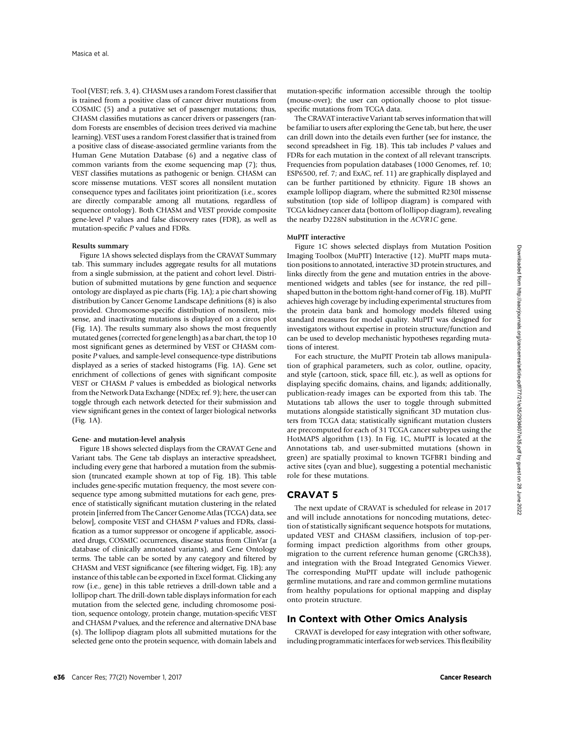Tool (VEST; refs. 3, 4). CHASM uses a random Forest classifier that is trained from a positive class of cancer driver mutations from COSMIC (5) and a putative set of passenger mutations; thus, CHASM classifies mutations as cancer drivers or passengers (random Forests are ensembles of decision trees derived via machine learning). VEST uses a random Forest classifier that is trained from a positive class of disease-associated germline variants from the Human Gene Mutation Database (6) and a negative class of common variants from the exome sequencing map (7); thus, VEST classifies mutations as pathogenic or benign. CHASM can score missense mutations. VEST scores all nonsilent mutation consequence types and facilitates joint prioritization (i.e., scores are directly comparable among all mutations, regardless of sequence ontology). Both CHASM and VEST provide composite gene-level *P* values and false discovery rates (FDR), as well as mutation-specific *P* values and FDRs.

#### Results summary

Figure 1A shows selected displays from the CRAVAT Summary tab. This summary includes aggregate results for all mutations from a single submission, at the patient and cohort level. Distribution of submitted mutations by gene function and sequence ontology are displayed as pie charts (Fig. 1A); a pie chart showing distribution by Cancer Genome Landscape definitions (8) is also provided. Chromosome-specific distribution of nonsilent, missense, and inactivating mutations is displayed on a circos plot (Fig. 1A). The results summary also shows the most frequently mutated genes (corrected for gene length) as a bar chart, the top 10 most significant genes as determined by VEST or CHASM composite *P* values, and sample-level consequence-type distributions displayed as a series of stacked histograms (Fig. 1A). Gene set enrichment of collections of genes with significant composite VEST or CHASM *P* values is embedded as biological networks from the Network Data Exchange (NDEx; ref. 9); here, the user can toggle through each network detected for their submission and view significant genes in the context of larger biological networks (Fig. 1A).

#### Gene- and mutation-level analysis

Figure 1B shows selected displays from the CRAVAT Gene and Variant tabs. The Gene tab displays an interactive spreadsheet, including every gene that harbored a mutation from the submission (truncated example shown at top of Fig. 1B). This table includes gene-specific mutation frequency, the most severe consequence type among submitted mutations for each gene, presence of statistically significant mutation clustering in the related protein [inferred from The Cancer Genome Atlas (TCGA) data, see below], composite VEST and CHASM *P* values and FDRs, classification as a tumor suppressor or oncogene if applicable, associated drugs, COSMIC occurrences, disease status from ClinVar (a database of clinically annotated variants), and Gene Ontology terms. The table can be sorted by any category and filtered by CHASM and VEST significance (see filtering widget, Fig. 1B); any instance of this table can be exported in Excel format. Clicking any row (i.e., gene) in this table retrieves a drill-down table and a lollipop chart. The drill-down table displays information for each mutation from the selected gene, including chromosome position, sequence ontology, protein change, mutation-specific VEST and CHASM *P* values, and the reference and alternative DNA base (s). The lollipop diagram plots all submitted mutations for the selected gene onto the protein sequence, with domain labels and mutation-specific information accessible through the tooltip (mouse-over); the user can optionally choose to plot tissue-specific mutations from TCGA data.

The CRAVAT interactive Variant tab serves information that will be familiar to users after exploring the Gene tab, but here, the user can drill down into the details even further (see for instance, the second spreadsheet in Fig. 1B). This tab includes *P* values and FDRs for each mutation in the context of all relevant transcripts. Frequencies from population databases (1000 Genomes, ref. 10; ESP6500, ref. 7; and ExAC, ref. 11) are graphically displayed and can be further partitioned by ethnicity. Figure 1B shows an example lollipop diagram, where the submitted R230I missense substitution (top side of lollipop diagram) is compared with TCGA kidney cancer data (bottom of lollipop diagram), revealing the nearby D228N substitution in the *ACVR1C* gene.

#### MuPIT interactive

Figure 1C shows selected displays from Mutation Position Imaging Toolbox (MuPIT) Interactive (12). MuPIT maps mutation positions to annotated, interactive 3D protein structures, and links directly from the gene and mutation entries in the above-mentioned widgets and tables (see for instance, the red pill–shaped button in the bottom right-hand corner of Fig. 1B). MuPIT achieves high coverage by including experimental structures from the protein data bank and homology models filtered using standard measures for model quality. MuPIT was designed for investigators without expertise in protein structure/function and can be used to develop mechanistic hypotheses regarding mutations of interest.

For each structure, the MuPIT Protein tab allows manipulation of graphical parameters, such as color, outline, opacity, and style (cartoon, stick, space fill, etc.), as well as options for displaying specific domains, chains, and ligands; additionally, publication-ready images can be exported from this tab. The Mutations tab allows the user to toggle through submitted mutations alongside statistically significant 3D mutation clusters from TCGA data; statistically significant mutation clusters are precomputed for each of 31 TCGA cancer subtypes using the HotMAPS algorithm (13). In Fig. 1C, MuPIT is located at the Annotations tab, and user-submitted mutations (shown in green) are spatially proximal to known TGFBR1 binding and active sites (cyan and blue), suggesting a potential mechanistic role for these mutations.

## CRAVAT 5

The next update of CRAVAT is scheduled for release in 2017 and will include annotations for noncoding mutations, detection of statistically significant sequence hotspots for mutations, updated VEST and CHASM classifiers, inclusion of top-performing impact prediction algorithms from other groups, migration to the current reference human genome (GRCh38), and integration with the Broad Integrated Genomics Viewer. The corresponding MuPIT update will include pathogenic germline mutations, and rare and common germline mutations from healthy populations for optional mapping and display onto protein structure.

## In Context with Other Omics Analysis

CRAVAT is developed for easy integration with other software, including programmatic interfaces for web services. This flexibility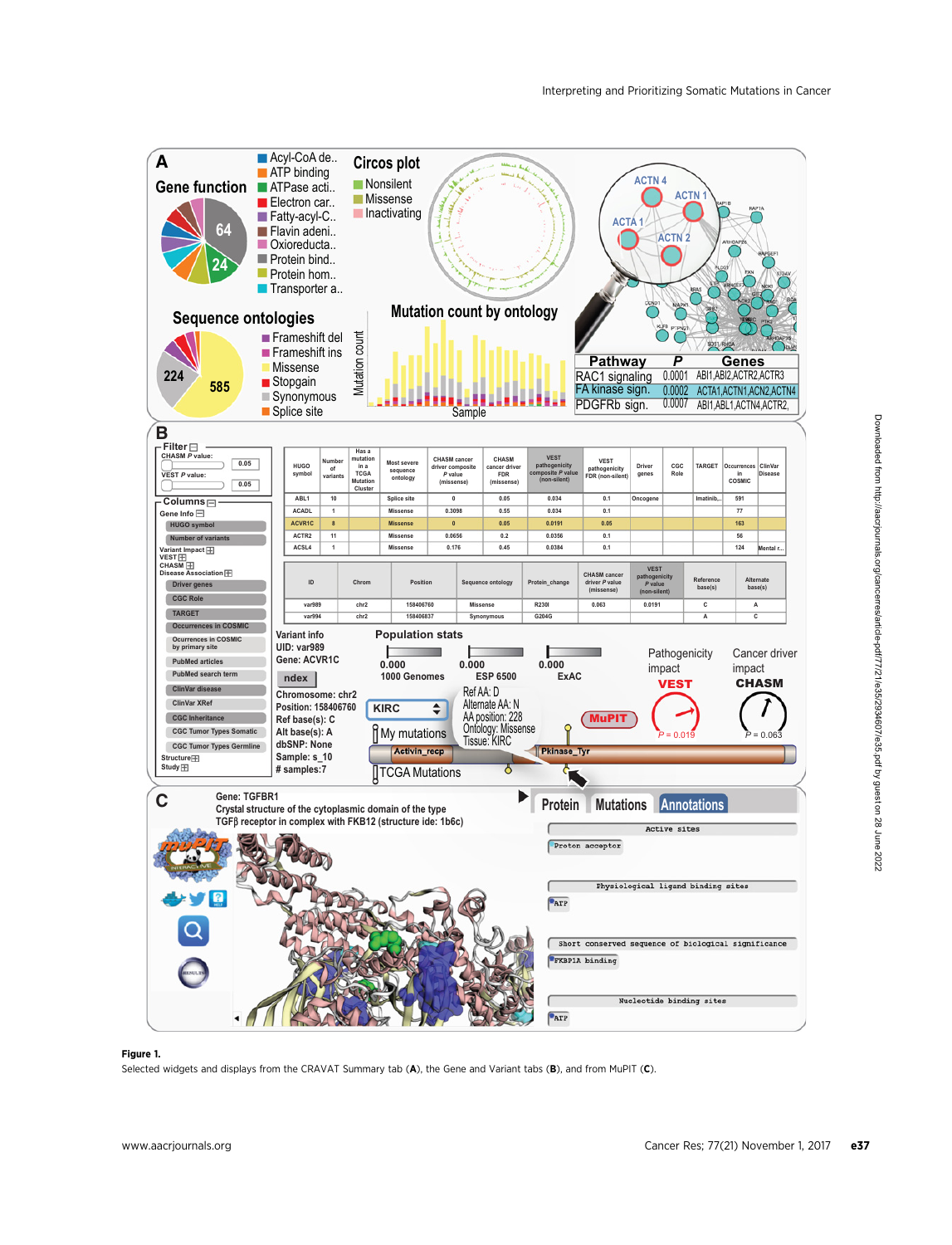**Figure 1.**
Selected widgets and displays from the CRAVAT Summary tab (**A**), the Gene and Variant tabs (**B**), and from MuPIT (**C**).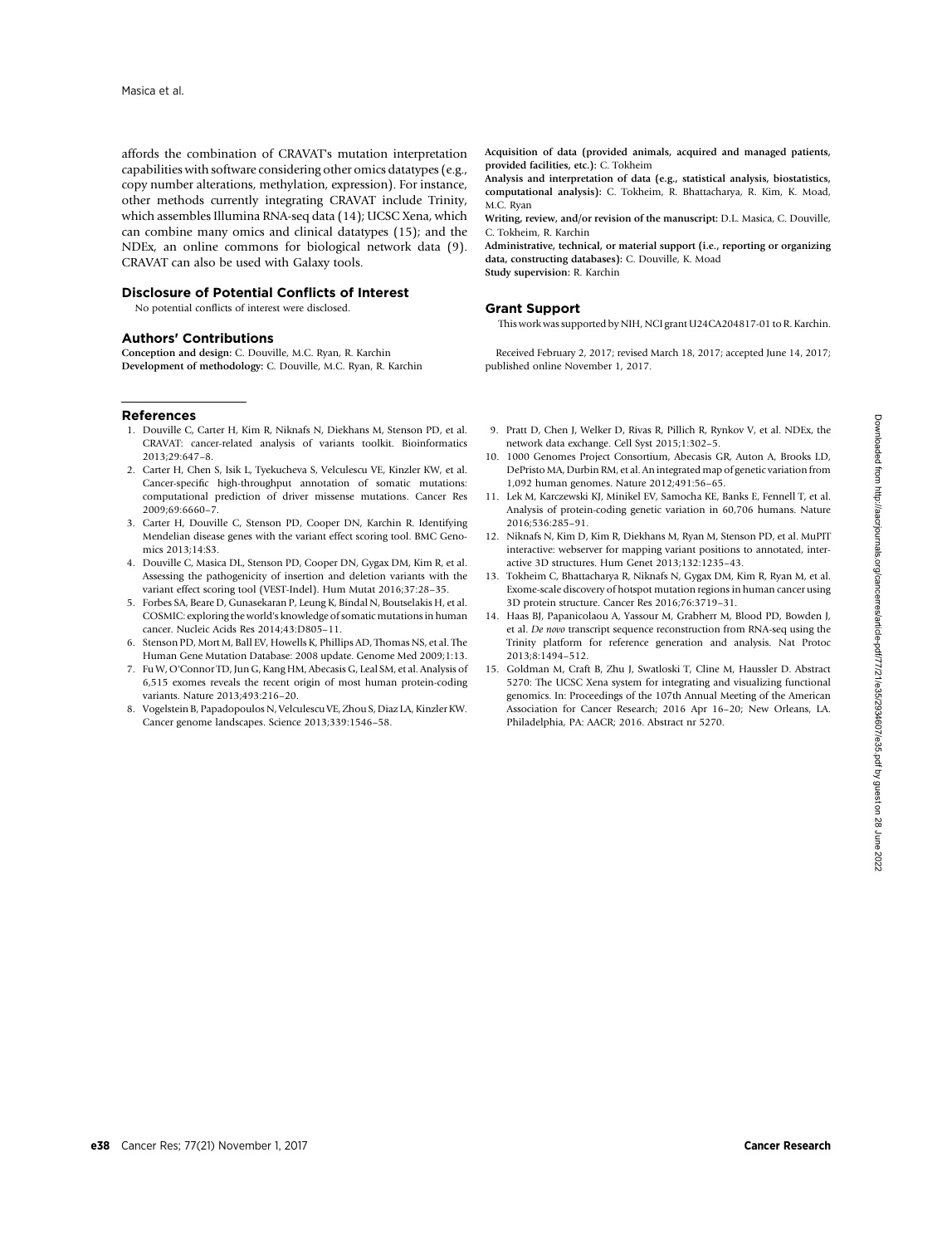affords the combination of CRAVAT's mutation interpretation capabilities with software considering other omics datatypes (e.g., copy number alterations, methylation, expression). For instance, other methods currently integrating CRAVAT include Trinity, which assembles Illumina RNA-seq data (14); UCSC Xena, which can combine many omics and clinical datatypes (15); and the NDEx, an online commons for biological network data (9). CRAVAT can also be used with Galaxy tools.

## Disclosure of Potential Conflicts of Interest

No potential conflicts of interest were disclosed.

## Authors' Contributions

**Conception and design:** C. Douville, M.C. Ryan, R. Karchin
**Development of methodology:** C. Douville, M.C. Ryan, R. Karchin
**Acquisition of data (provided animals, acquired and managed patients, provided facilities, etc.):** C. Tokheim
**Analysis and interpretation of data (e.g., statistical analysis, biostatistics, computational analysis):** C. Tokheim, R. Bhattacharya, R. Kim, K. Moad, M.C. Ryan
**Writing, review, and/or revision of the manuscript:** D.L. Masica, C. Douville, C. Tokheim, R. Karchin
**Administrative, technical, or material support (i.e., reporting or organizing data, constructing databases):** C. Douville, K. Moad
**Study supervision:** R. Karchin

## Grant Support

This work was supported by NIH, NCI grant U24CA204817-01 to R. Karchin.

Received February 2, 2017; revised March 18, 2017; accepted June 14, 2017; published online November 1, 2017.

## References

1. Douville C, Carter H, Kim R, Niknafs N, Diekhans M, Stenson PD, et al. CRAVAT: cancer-related analysis of variants toolkit. Bioinformatics 2013;29:647–8.
2. Carter H, Chen S, Isik L, Tyekucheva S, Velculescu VE, Kinzler KW, et al. Cancer-specific high-throughput annotation of somatic mutations: computational prediction of driver missense mutations. Cancer Res 2009;69:6660–7.
3. Carter H, Douville C, Stenson PD, Cooper DN, Karchin R. Identifying Mendelian disease genes with the variant effect scoring tool. BMC Genomics 2013;14:S3.
4. Douville C, Masica DL, Stenson PD, Cooper DN, Gygax DM, Kim R, et al. Assessing the pathogenicity of insertion and deletion variants with the variant effect scoring tool (VEST-Indel). Hum Mutat 2016;37:28–35.
5. Forbes SA, Beare D, Gunasekaran P, Leung K, Bindal N, Boutselakis H, et al. COSMIC: exploring the world's knowledge of somatic mutations in human cancer. Nucleic Acids Res 2014;43:D805–11.
6. Stenson PD, Mort M, Ball EV, Howells K, Phillips AD, Thomas NS, et al. The Human Gene Mutation Database: 2008 update. Genome Med 2009;1:13.
7. Fu W, O'Connor TD, Jun G, Kang HM, Abecasis G, Leal SM, et al. Analysis of 6,515 exomes reveals the recent origin of most human protein-coding variants. Nature 2013;493:216–20.
8. Vogelstein B, Papadopoulos N, Velculescu VE, Zhou S, Diaz LA, Kinzler KW. Cancer genome landscapes. Science 2013;339:1546–58.
9. Pratt D, Chen J, Welker D, Rivas R, Pillich R, Rynkov V, et al. NDEx, the network data exchange. Cell Syst 2015;1:302–5.
10. 1000 Genomes Project Consortium, Abecasis GR, Auton A, Brooks LD, DePristo MA, Durbin RM, et al. An integrated map of genetic variation from 1,092 human genomes. Nature 2012;491:56–65.
11. Lek M, Karczewski KJ, Minikel EV, Samocha KE, Banks E, Fennell T, et al. Analysis of protein-coding genetic variation in 60,706 humans. Nature 2016;536:285–91.
12. Niknafs N, Kim D, Kim R, Diekhans M, Ryan M, Stenson PD, et al. MuPIT interactive: webserver for mapping variant positions to annotated, interactive 3D structures. Hum Genet 2013;132:1235–43.
13. Tokheim C, Bhattacharya R, Niknafs N, Gygax DM, Kim R, Ryan M, et al. Exome-scale discovery of hotspot mutation regions in human cancer using 3D protein structure. Cancer Res 2016;76:3719–31.
14. Haas BJ, Papanicolaou A, Yassour M, Grabherr M, Blood PD, Bowden J, et al. *De novo* transcript sequence reconstruction from RNA-seq using the Trinity platform for reference generation and analysis. Nat Protoc 2013;8:1494–512.
15. Goldman M, Craft B, Zhu J, Swatloski T, Cline M, Haussler D. Abstract 5270: The UCSC Xena system for integrating and visualizing functional genomics. In: Proceedings of the 107th Annual Meeting of the American Association for Cancer Research; 2016 Apr 16–20; New Orleans, LA. Philadelphia, PA: AACR; 2016. Abstract nr 5270.